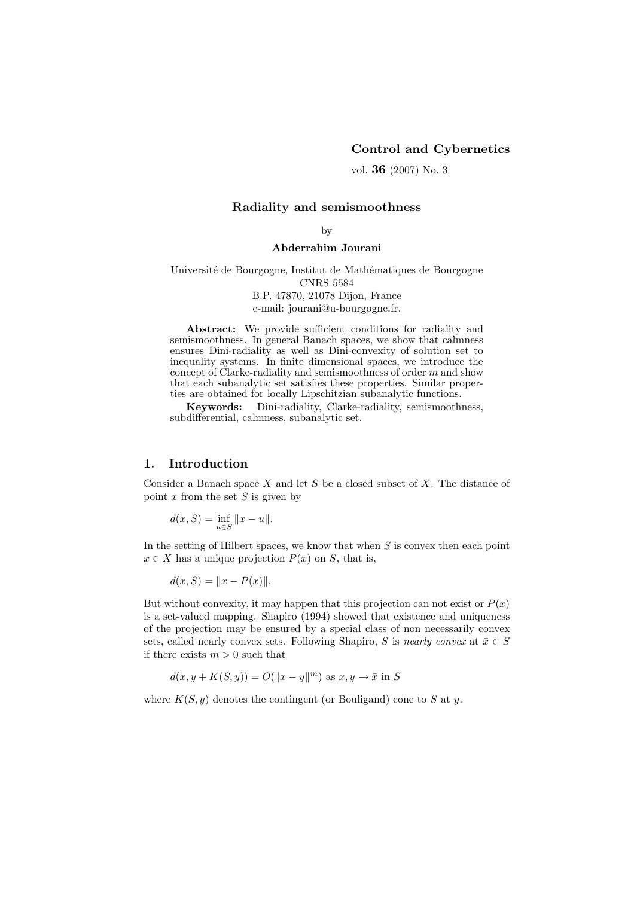# Radiality and semismoothness

by

**Abderrahim Jourani**

Université de Bourgogne, Institut de Mathématiques de Bourgogne
CNRS 5584
B.P. 47870, 21078 Dijon, France
e-mail: jourani@u-bourgogne.fr.

**Abstract:** We provide sufficient conditions for radiality and semismoothness. In general Banach spaces, we show that calmness ensures Dini-radiality as well as Dini-convexity of solution set to inequality systems. In finite dimensional spaces, we introduce the concept of Clarke-radiality and semismoothness of order $m$ and show that each subanalytic set satisfies these properties. Similar properties are obtained for locally Lipschitzian subanalytic functions.

**Keywords:** Dini-radiality, Clarke-radiality, semismoothness, subdifferential, calmness, subanalytic set.

## 1. Introduction

Consider a Banach space $X$ and let $S$ be a closed subset of $X$. The distance of point $x$ from the set $S$ is given by

$$d(x, S) = \inf_{u \in S} \|x - u\|.$$

In the setting of Hilbert spaces, we know that when $S$ is convex then each point $x \in X$ has a unique projection $P(x)$ on $S$, that is,

$$d(x, S) = \|x - P(x)\|.$$

But without convexity, it may happen that this projection can not exist or $P(x)$ is a set-valued mapping. Shapiro (1994) showed that existence and uniqueness of the projection may be ensured by a special class of non necessarily convex sets, called nearly convex sets. Following Shapiro, $S$ is *nearly convex* at $\bar{x} \in S$ if there exists $m > 0$ such that

$$d(x, y + K(S, y)) = O(\|x - y\|^m) \text{ as } x, y \to \bar{x} \text{ in } S$$

where $K(S, y)$ denotes the contingent (or Bouligand) cone to $S$ at $y$.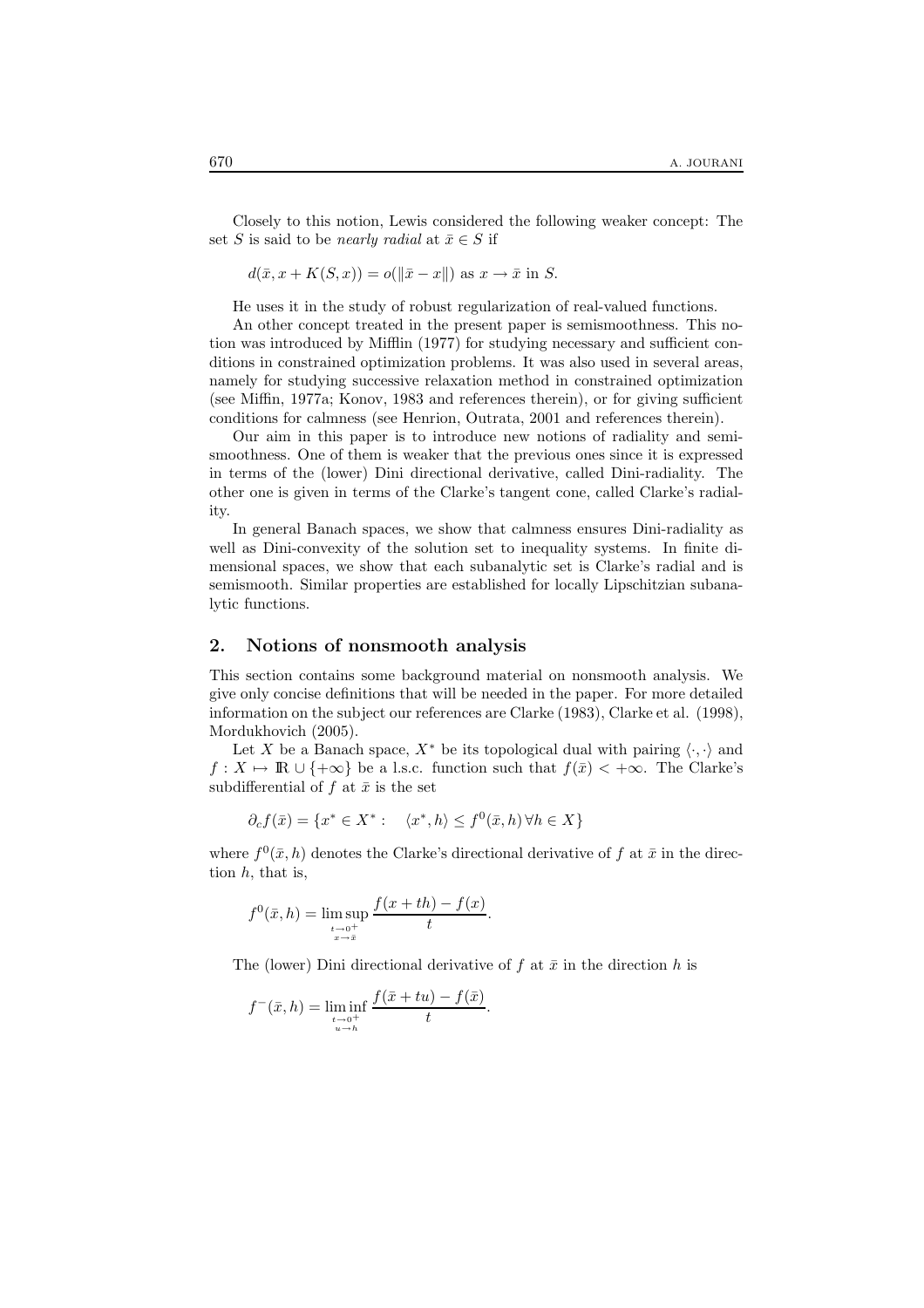Closely to this notion, Lewis considered the following weaker concept: The set $S$ is said to be *nearly radial* at $\bar{x} \in S$ if

$$d(\bar{x}, x + K(S, x)) = o(\|\bar{x} - x\|) \text{ as } x \to \bar{x} \text{ in } S.$$

He uses it in the study of robust regularization of real-valued functions.

An other concept treated in the present paper is semismoothness. This notion was introduced by Mifflin (1977) for studying necessary and sufficient conditions in constrained optimization problems. It was also used in several areas, namely for studying successive relaxation method in constrained optimization (see Miffin, 1977a; Konov, 1983 and references therein), or for giving sufficient conditions for calmness (see Henrion, Outrata, 2001 and references therein).

Our aim in this paper is to introduce new notions of radiality and semismoothness. One of them is weaker that the previous ones since it is expressed in terms of the (lower) Dini directional derivative, called Dini-radiality. The other one is given in terms of the Clarke's tangent cone, called Clarke's radiality.

In general Banach spaces, we show that calmness ensures Dini-radiality as well as Dini-convexity of the solution set to inequality systems. In finite dimensional spaces, we show that each subanalytic set is Clarke's radial and is semismooth. Similar properties are established for locally Lipschitzian subanalytic functions.

## 2. Notions of nonsmooth analysis

This section contains some background material on nonsmooth analysis. We give only concise definitions that will be needed in the paper. For more detailed information on the subject our references are Clarke (1983), Clarke et al. (1998), Mordukhovich (2005).

Let $X$ be a Banach space, $X^*$ be its topological dual with pairing $\langle \cdot, \cdot \rangle$ and $f : X \mapsto \mathbb{R} \cup \{+\infty\}$ be a l.s.c. function such that $f(\bar{x}) < +\infty$. The Clarke's subdifferential of $f$ at $\bar{x}$ is the set

$$\partial_c f(\bar{x}) = \{x^* \in X^* : \quad \langle x^*, h \rangle \leq f^0(\bar{x}, h) \, \forall h \in X\}$$

where $f^0(\bar{x}, h)$ denotes the Clarke's directional derivative of $f$ at $\bar{x}$ in the direction $h$, that is,

$$f^0(\bar{x}, h) = \limsup_{\substack{t \to 0^+ \\ x \to \bar{x}}} \frac{f(x + th) - f(x)}{t}.$$

The (lower) Dini directional derivative of $f$ at $\bar{x}$ in the direction $h$ is

$$f^-(\bar{x}, h) = \liminf_{\substack{t \to 0^+ \\ u \to h}} \frac{f(\bar{x} + tu) - f(\bar{x})}{t}.$$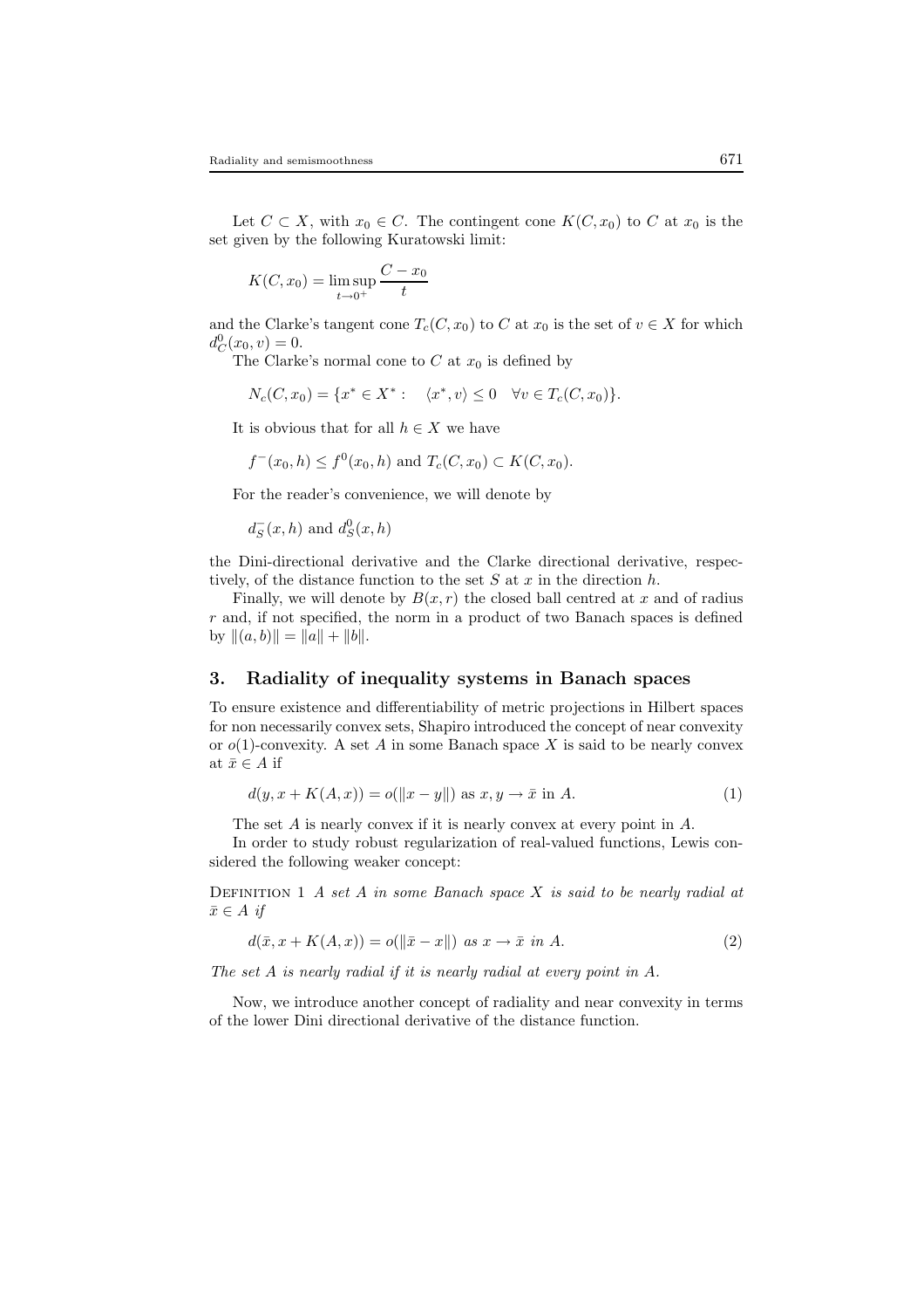Let $C \subset X$, with $x_0 \in C$. The contingent cone $K(C, x_0)$ to $C$ at $x_0$ is the set given by the following Kuratowski limit:

$$K(C, x_0) = \limsup_{t \to 0^+} \frac{C - x_0}{t}$$

and the Clarke's tangent cone $T_c(C, x_0)$ to $C$ at $x_0$ is the set of $v \in X$ for which $d_C^0(x_0, v) = 0$.

The Clarke's normal cone to $C$ at $x_0$ is defined by

$$N_c(C, x_0) = \{x^* \in X^* : \quad \langle x^*, v \rangle \leq 0 \quad \forall v \in T_c(C, x_0)\}.$$

It is obvious that for all $h \in X$ we have

$$f^-(x_0, h) \leq f^0(x_0, h) \text{ and } T_c(C, x_0) \subset K(C, x_0).$$

For the reader's convenience, we will denote by

$$d_S^-(x, h) \text{ and } d_S^0(x, h)$$

the Dini-directional derivative and the Clarke directional derivative, respectively, of the distance function to the set $S$ at $x$ in the direction $h$.

Finally, we will denote by $B(x, r)$ the closed ball centred at $x$ and of radius $r$ and, if not specified, the norm in a product of two Banach spaces is defined by $\|(a, b)\| = \|a\| + \|b\|$.

## 3. Radiality of inequality systems in Banach spaces

To ensure existence and differentiability of metric projections in Hilbert spaces for non necessarily convex sets, Shapiro introduced the concept of near convexity or $o(1)$-convexity. A set $A$ in some Banach space $X$ is said to be nearly convex at $\bar{x} \in A$ if

$$d(y, x + K(A, x)) = o(\|x - y\|) \text{ as } x, y \to \bar{x} \text{ in } A. \tag{1}$$

The set $A$ is nearly convex if it is nearly convex at every point in $A$.

In order to study robust regularization of real-valued functions, Lewis considered the following weaker concept:

Definition 1 *A set $A$ in some Banach space $X$ is said to be nearly radial at $\bar{x} \in A$ if*

$$d(\bar{x}, x + K(A, x)) = o(\|\bar{x} - x\|) \text{ as } x \to \bar{x} \text{ in } A. \tag{2}$$

*The set $A$ is nearly radial if it is nearly radial at every point in $A$.*

Now, we introduce another concept of radiality and near convexity in terms of the lower Dini directional derivative of the distance function.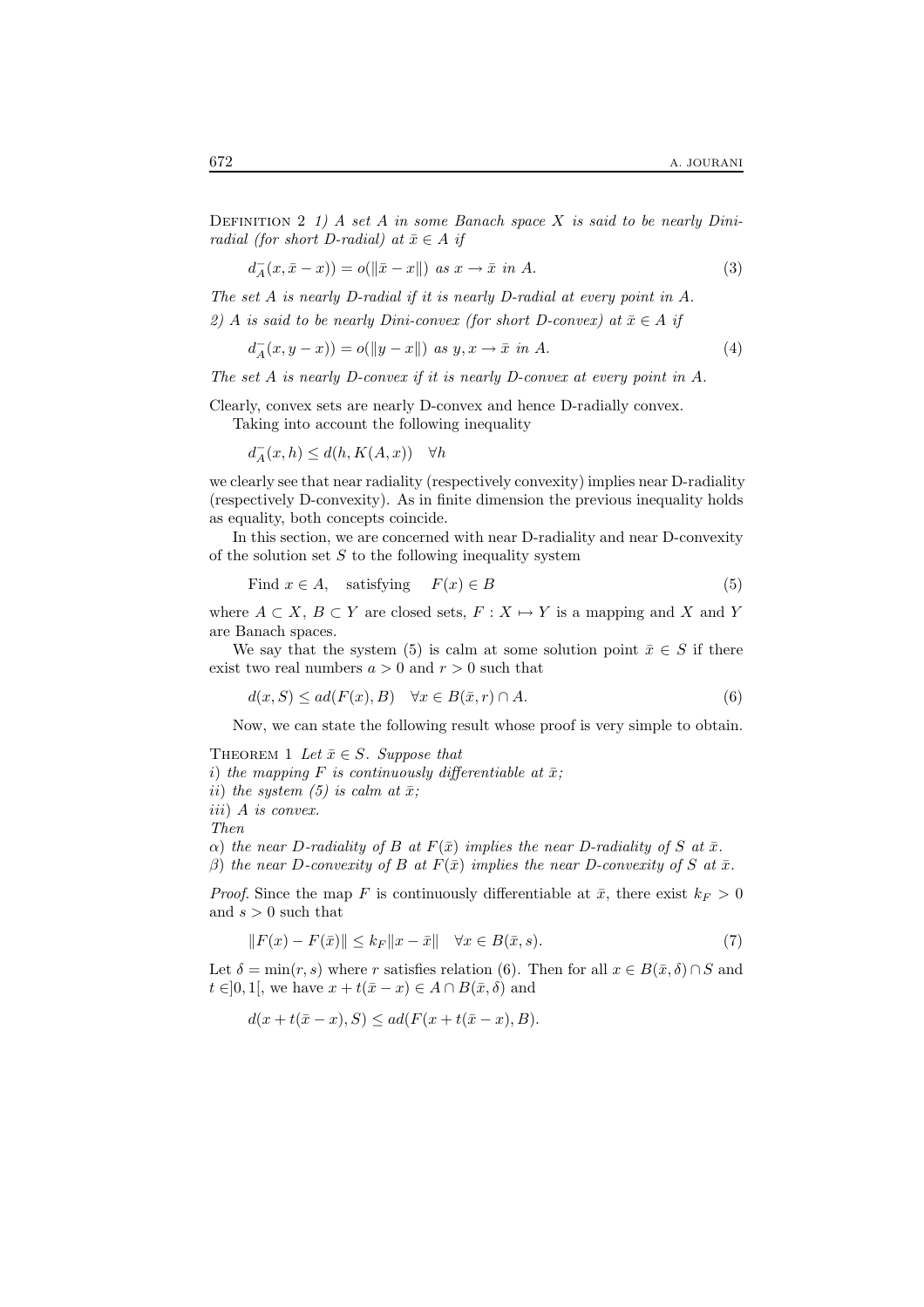Definition 2 *1) A set $A$ in some Banach space $X$ is said to be nearly Dini-radial (for short D-radial) at $\bar{x} \in A$ if*

$$d_A^-(x, \bar{x} - x)) = o(\|\bar{x} - x\|) \text{ as } x \to \bar{x} \text{ in } A. \tag{3}$$

*The set $A$ is nearly D-radial if it is nearly D-radial at every point in $A$.*

*2) $A$ is said to be nearly Dini-convex (for short D-convex) at $\bar{x} \in A$ if*

$$d_A^-(x, y - x)) = o(\|y - x\|) \text{ as } y, x \to \bar{x} \text{ in } A. \tag{4}$$

*The set $A$ is nearly D-convex if it is nearly D-convex at every point in $A$.*

Clearly, convex sets are nearly D-convex and hence D-radially convex.

Taking into account the following inequality

$$d_A^-(x, h) \leq d(h, K(A, x)) \quad \forall h$$

we clearly see that near radiality (respectively convexity) implies near D-radiality (respectively D-convexity). As in finite dimension the previous inequality holds as equality, both concepts coincide.

In this section, we are concerned with near D-radiality and near D-convexity of the solution set $S$ to the following inequality system

$$\text{Find } x \in A, \quad \text{satisfying} \quad F(x) \in B \tag{5}$$

where $A \subset X$, $B \subset Y$ are closed sets, $F : X \mapsto Y$ is a mapping and $X$ and $Y$ are Banach spaces.

We say that the system (5) is calm at some solution point $\bar{x} \in S$ if there exist two real numbers $a > 0$ and $r > 0$ such that

$$d(x, S) \leq a d(F(x), B) \quad \forall x \in B(\bar{x}, r) \cap A. \tag{6}$$

Now, we can state the following result whose proof is very simple to obtain.

Theorem 1 *Let $\bar{x} \in S$. Suppose that*
*$i$) the mapping $F$ is continuously differentiable at $\bar{x}$;*
*$ii$) the system (5) is calm at $\bar{x}$;*
*$iii$) $A$ is convex.*
*Then*
*$\alpha$) the near D-radiality of $B$ at $F(\bar{x})$ implies the near D-radiality of $S$ at $\bar{x}$.*
*$\beta$) the near D-convexity of $B$ at $F(\bar{x})$ implies the near D-convexity of $S$ at $\bar{x}$.*

*Proof.* Since the map $F$ is continuously differentiable at $\bar{x}$, there exist $k_F > 0$ and $s > 0$ such that

$$\|F(x) - F(\bar{x})\| \leq k_F \|x - \bar{x}\| \quad \forall x \in B(\bar{x}, s). \tag{7}$$

Let $\delta = \min(r, s)$ where $r$ satisfies relation (6). Then for all $x \in B(\bar{x}, \delta) \cap S$ and $t \in ]0, 1[$, we have $x + t(\bar{x} - x) \in A \cap B(\bar{x}, \delta)$ and

$$d(x + t(\bar{x} - x), S) \leq a d(F(x + t(\bar{x} - x), B).$$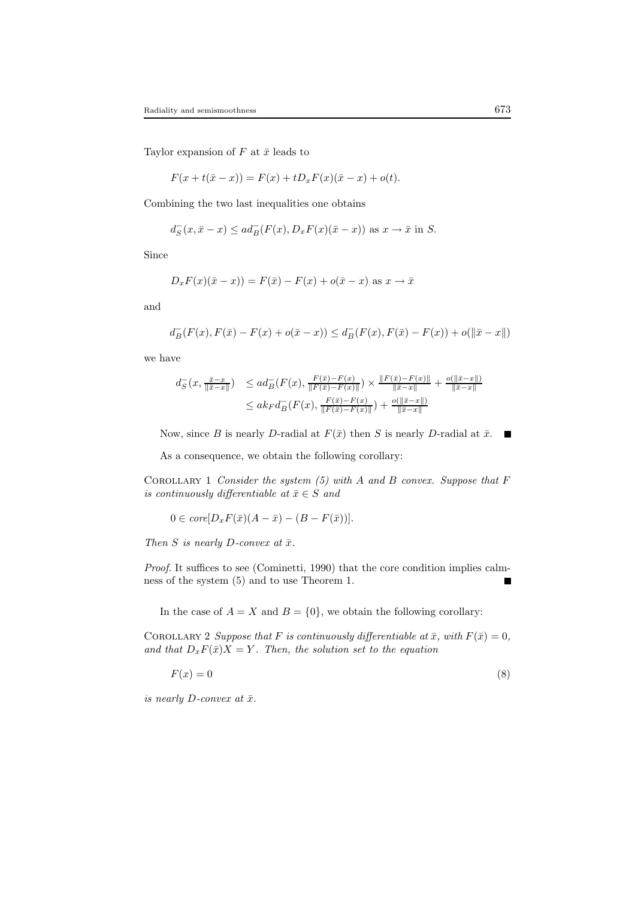Taylor expansion of $F$ at $\bar{x}$ leads to

$$F(x + t(\bar{x} - x)) = F(x) + tD_x F(x)(\bar{x} - x) + o(t).$$

Combining the two last inequalities one obtains

$$d_S^-(x, \bar{x} - x) \leq a d_B^-(F(x), D_x F(x)(\bar{x} - x)) \text{ as } x \to \bar{x} \text{ in } S.$$

Since

$$D_x F(x)(\bar{x} - x)) = F(\bar{x}) - F(x) + o(\bar{x} - x) \text{ as } x \to \bar{x}$$

and

$$d_B^-(F(x), F(\bar{x}) - F(x) + o(\bar{x} - x)) \leq d_B^-(F(x), F(\bar{x}) - F(x)) + o(\|\bar{x} - x\|)$$

we have

$$\begin{aligned} d_S^-(x, \tfrac{\bar{x}-x}{\|\bar{x}-x\|}) &\leq a d_B^-(F(x), \tfrac{F(\bar{x})-F(x)}{\|F(\bar{x})-F(x)\|}) \times \tfrac{\|F(\bar{x})-F(x)\|}{\|\bar{x}-x\|} + \tfrac{o(\|\bar{x}-x\|)}{\|\bar{x}-x\|} \\ &\leq a k_F d_B^-(F(x), \tfrac{F(\bar{x})-F(x)}{\|F(\bar{x})-F(x)\|}) + \tfrac{o(\|\bar{x}-x\|)}{\|\bar{x}-x\|} \end{aligned}$$

Now, since $B$ is nearly $D$-radial at $F(\bar{x})$ then $S$ is nearly $D$-radial at $\bar{x}$. ■

As a consequence, we obtain the following corollary:

COROLLARY 1 *Consider the system (5) with $A$ and $B$ convex. Suppose that $F$ is continuously differentiable at $\bar{x} \in S$ and*

$$0 \in core[D_x F(\bar{x})(A - \bar{x}) - (B - F(\bar{x}))].$$

*Then $S$ is nearly $D$-convex at $\bar{x}$.*

*Proof.* It suffices to see (Cominetti, 1990) that the core condition implies calmness of the system (5) and to use Theorem 1. ■

In the case of $A = X$ and $B = \{0\}$, we obtain the following corollary:

COROLLARY 2 *Suppose that $F$ is continuously differentiable at $\bar{x}$, with $F(\bar{x}) = 0$, and that $D_x F(\bar{x})X = Y$. Then, the solution set to the equation*

$$F(x) = 0 \tag{8}$$

*is nearly $D$-convex at $\bar{x}$.*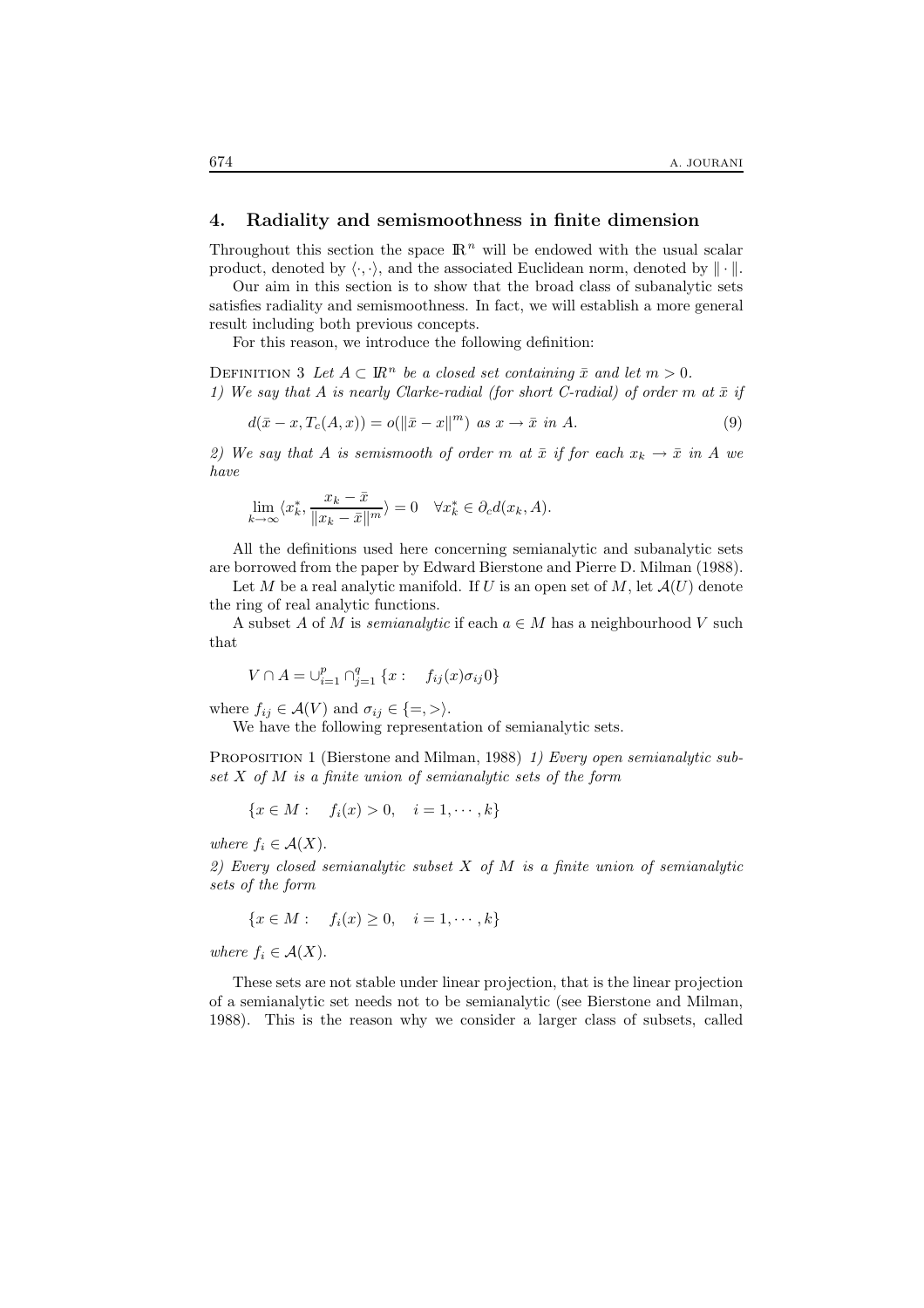## 4. Radiality and semismoothness in finite dimension

Throughout this section the space $\mathbb{R}^n$ will be endowed with the usual scalar product, denoted by $\langle \cdot, \cdot \rangle$, and the associated Euclidean norm, denoted by $\| \cdot \|$.

Our aim in this section is to show that the broad class of subanalytic sets satisfies radiality and semismoothness. In fact, we will establish a more general result including both previous concepts.

For this reason, we introduce the following definition:

Definition 3 *Let $A \subset \mathbb{R}^n$ be a closed set containing $\bar{x}$ and let $m > 0$.*
*1) We say that $A$ is nearly Clarke-radial (for short C-radial) of order $m$ at $\bar{x}$ if*

$$d(\bar{x} - x, T_c(A, x)) = o(\|\bar{x} - x\|^m) \text{ as } x \to \bar{x} \text{ in } A. \tag{9}$$

*2) We say that $A$ is semismooth of order $m$ at $\bar{x}$ if for each $x_k \to \bar{x}$ in $A$ we have*

$$\lim_{k \to \infty} \langle x_k^*, \frac{x_k - \bar{x}}{\|x_k - \bar{x}\|^m} \rangle = 0 \quad \forall x_k^* \in \partial_c d(x_k, A).$$

All the definitions used here concerning semianalytic and subanalytic sets are borrowed from the paper by Edward Bierstone and Pierre D. Milman (1988).

Let $M$ be a real analytic manifold. If $U$ is an open set of $M$, let $\mathcal{A}(U)$ denote the ring of real analytic functions.

A subset $A$ of $M$ is *semianalytic* if each $a \in M$ has a neighbourhood $V$ such that

$$V \cap A = \cup_{i=1}^{p} \cap_{j=1}^{q} \{x : \quad f_{ij}(x) \sigma_{ij} 0\}$$

where $f_{ij} \in \mathcal{A}(V)$ and $\sigma_{ij} \in \{=, >\}$.

We have the following representation of semianalytic sets.

Proposition 1 (Bierstone and Milman, 1988) *1) Every open semianalytic subset $X$ of $M$ is a finite union of semianalytic sets of the form*

$$\{x \in M : \quad f_i(x) > 0, \quad i = 1, \cdots, k\}$$

*where $f_i \in \mathcal{A}(X)$.*

*2) Every closed semianalytic subset $X$ of $M$ is a finite union of semianalytic sets of the form*

$$\{x \in M : \quad f_i(x) \geq 0, \quad i = 1, \cdots, k\}$$

*where $f_i \in \mathcal{A}(X)$.*

These sets are not stable under linear projection, that is the linear projection of a semianalytic set needs not to be semianalytic (see Bierstone and Milman, 1988). This is the reason why we consider a larger class of subsets, called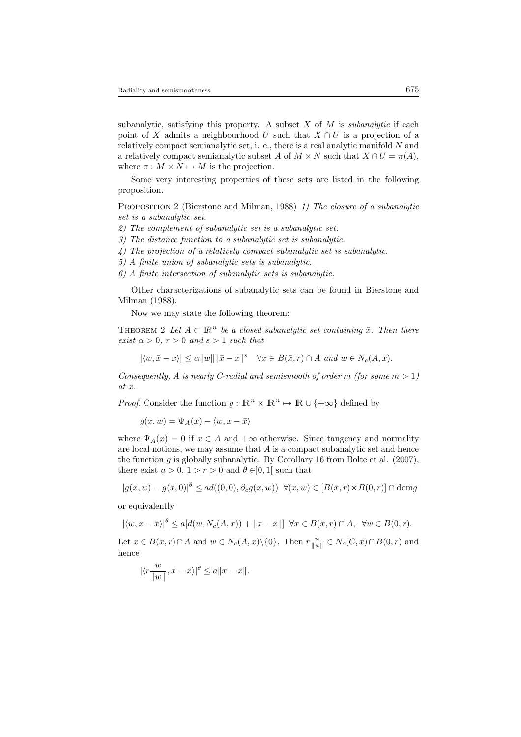subanalytic, satisfying this property. A subset $X$ of $M$ is *subanalytic* if each point of $X$ admits a neighbourhood $U$ such that $X \cap U$ is a projection of a relatively compact semianalytic set, i. e., there is a real analytic manifold $N$ and a relatively compact semianalytic subset $A$ of $M \times N$ such that $X \cap U = \pi(A)$, where $\pi : M \times N \mapsto M$ is the projection.

Some very interesting properties of these sets are listed in the following proposition.

Proposition 2 (Bierstone and Milman, 1988) *1) The closure of a subanalytic set is a subanalytic set.*

*2) The complement of subanalytic set is a subanalytic set.*

*3) The distance function to a subanalytic set is subanalytic.*

*4) The projection of a relatively compact subanalytic set is subanalytic.*

*5) A finite union of subanalytic sets is subanalytic.*

*6) A finite intersection of subanalytic sets is subanalytic.*

Other characterizations of subanalytic sets can be found in Bierstone and Milman (1988).

Now we may state the following theorem:

Theorem 2 *Let $A \subset \mathbb{R}^n$ be a closed subanalytic set containing $\bar{x}$. Then there exist $\alpha > 0$, $r > 0$ and $s > 1$ such that*

$$|\langle w, \bar{x} - x\rangle| \leq \alpha \|w\| \|\bar{x} - x\|^s \quad \forall x \in B(\bar{x}, r) \cap A \text{ and } w \in N_c(A, x).$$

*Consequently, $A$ is nearly C-radial and semismooth of order $m$ (for some $m > 1$) at $\bar{x}$.*

*Proof.* Consider the function $g : \mathbb{R}^n \times \mathbb{R}^n \mapsto \mathbb{R} \cup \{+\infty\}$ defined by

$$g(x, w) = \Psi_A(x) - \langle w, x - \bar{x}\rangle$$

where $\Psi_A(x) = 0$ if $x \in A$ and $+\infty$ otherwise. Since tangency and normality are local notions, we may assume that $A$ is a compact subanalytic set and hence the function $g$ is globally subanalytic. By Corollary 16 from Bolte et al. (2007), there exist $a > 0$, $1 > r > 0$ and $\theta \in ]0, 1[$ such that

$$|g(x, w) - g(\bar{x}, 0)|^\theta \leq a d((0, 0), \partial_c g(x, w)) \ \ \forall (x, w) \in [B(\bar{x}, r) \times B(0, r)] \cap \operatorname{dom} g$$

or equivalently

$$|\langle w, x - \bar{x}\rangle|^\theta \leq a[d(w, N_c(A, x)) + \|x - \bar{x}\|] \ \ \forall x \in B(\bar{x}, r) \cap A, \ \ \forall w \in B(0, r).$$

Let $x \in B(\bar{x}, r) \cap A$ and $w \in N_c(A, x) \backslash \{0\}$. Then $r \frac{w}{\|w\|} \in N_c(C, x) \cap B(0, r)$ and hence

$$|\langle r \frac{w}{\|w\|}, x - \bar{x}\rangle|^\theta \leq a \|x - \bar{x}\|.$$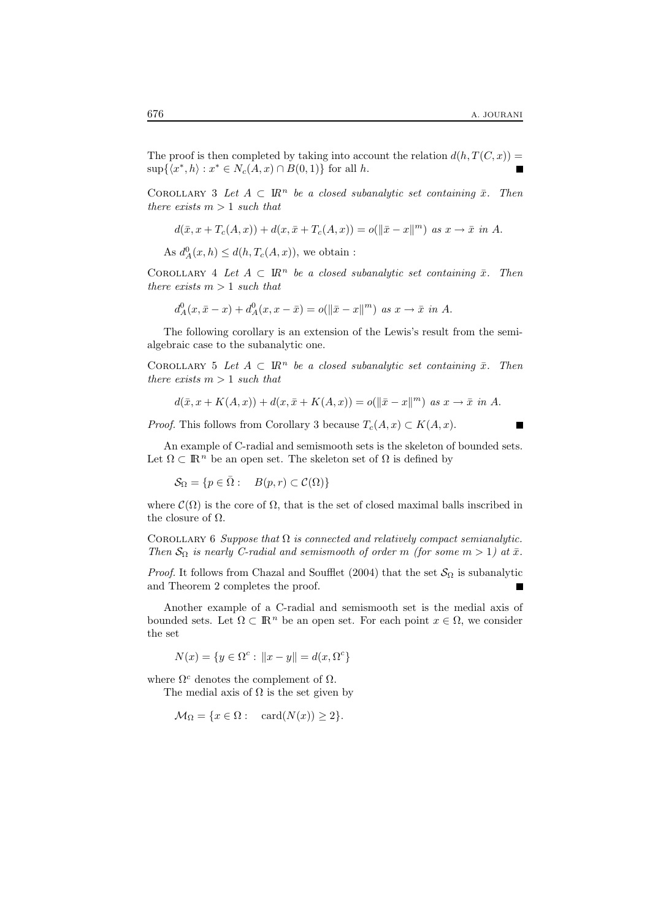The proof is then completed by taking into account the relation $d(h, T(C,x)) = \sup\{\langle x^*, h\rangle : x^* \in N_c(A,x) \cap B(0,1)\}$ for all $h$. ■

Corollary 3 *Let $A \subset \mathbb{R}^n$ be a closed subanalytic set containing $\bar{x}$. Then there exists $m > 1$ such that*

$$d(\bar{x}, x + T_c(A,x)) + d(x, \bar{x} + T_c(A,x)) = o(\|\bar{x} - x\|^m) \text{ as } x \to \bar{x} \text{ in } A.$$

As $d_A^0(x,h) \leq d(h, T_c(A,x))$, we obtain :

Corollary 4 *Let $A \subset \mathbb{R}^n$ be a closed subanalytic set containing $\bar{x}$. Then there exists $m > 1$ such that*

$$d_A^0(x, \bar{x} - x) + d_A^0(x, x - \bar{x}) = o(\|\bar{x} - x\|^m) \text{ as } x \to \bar{x} \text{ in } A.$$

The following corollary is an extension of the Lewis's result from the semi-algebraic case to the subanalytic one.

Corollary 5 *Let $A \subset \mathbb{R}^n$ be a closed subanalytic set containing $\bar{x}$. Then there exists $m > 1$ such that*

$$d(\bar{x}, x + K(A,x)) + d(x, \bar{x} + K(A,x)) = o(\|\bar{x} - x\|^m) \text{ as } x \to \bar{x} \text{ in } A.$$

*Proof.* This follows from Corollary 3 because $T_c(A,x) \subset K(A,x)$. ■

An example of C-radial and semismooth sets is the skeleton of bounded sets. Let $\Omega \subset \mathbb{R}^n$ be an open set. The skeleton set of $\Omega$ is defined by

$$\mathcal{S}_\Omega = \{p \in \bar{\Omega} : \quad B(p,r) \subset \mathcal{C}(\Omega)\}$$

where $\mathcal{C}(\Omega)$ is the core of $\Omega$, that is the set of closed maximal balls inscribed in the closure of $\Omega$.

Corollary 6 *Suppose that $\Omega$ is connected and relatively compact semianalytic. Then $\mathcal{S}_\Omega$ is nearly C-radial and semismooth of order $m$ (for some $m > 1$) at $\bar{x}$.*

*Proof.* It follows from Chazal and Soufflet (2004) that the set $\mathcal{S}_\Omega$ is subanalytic and Theorem 2 completes the proof. ■

Another example of a C-radial and semismooth set is the medial axis of bounded sets. Let $\Omega \subset \mathbb{R}^n$ be an open set. For each point $x \in \Omega$, we consider the set

$$N(x) = \{y \in \Omega^c : \|x - y\| = d(x, \Omega^c\}$$

where $\Omega^c$ denotes the complement of $\Omega$.

The medial axis of $\Omega$ is the set given by

$$\mathcal{M}_\Omega = \{x \in \Omega : \quad \text{card}(N(x)) \geq 2\}.$$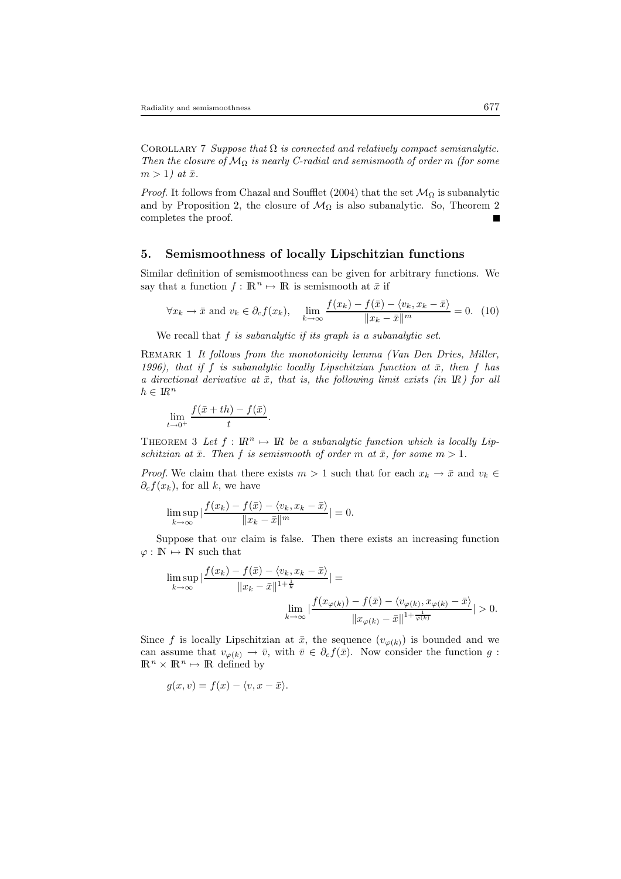Corollary 7 *Suppose that $\Omega$ is connected and relatively compact semianalytic. Then the closure of $\mathcal{M}_\Omega$ is nearly C-radial and semismooth of order m (for some $m > 1$) at $\bar{x}$.*

*Proof.* It follows from Chazal and Soufflet (2004) that the set $\mathcal{M}_\Omega$ is subanalytic and by Proposition 2, the closure of $\mathcal{M}_\Omega$ is also subanalytic. So, Theorem 2 completes the proof. ∎

## 5. Semismoothness of locally Lipschitzian functions

Similar definition of semismoothness can be given for arbitrary functions. We say that a function $f : \mathbb{R}^n \mapsto \mathbb{R}$ is semismooth at $\bar{x}$ if

$$\forall x_k \to \bar{x} \text{ and } v_k \in \partial_c f(x_k), \quad \lim_{k\to\infty} \frac{f(x_k) - f(\bar{x}) - \langle v_k, x_k - \bar{x}\rangle}{\|x_k - \bar{x}\|^m} = 0. \quad (10)$$

We recall that *f is subanalytic if its graph is a subanalytic set.*

Remark 1 *It follows from the monotonicity lemma (Van Den Dries, Miller, 1996), that if f is subanalytic locally Lipschitzian function at $\bar{x}$, then f has a directional derivative at $\bar{x}$, that is, the following limit exists (in $\mathbb{R}$) for all $h \in \mathbb{R}^n$*

$$\lim_{t\to 0^+} \frac{f(\bar{x} + th) - f(\bar{x})}{t}.$$

Theorem 3 *Let $f : \mathbb{R}^n \mapsto \mathbb{R}$ be a subanalytic function which is locally Lipschitzian at $\bar{x}$. Then f is semismooth of order m at $\bar{x}$, for some $m > 1$.*

*Proof.* We claim that there exists $m > 1$ such that for each $x_k \to \bar{x}$ and $v_k \in \partial_c f(x_k)$, for all $k$, we have

$$\limsup_{k\to\infty} \left|\frac{f(x_k) - f(\bar{x}) - \langle v_k, x_k - \bar{x}\rangle}{\|x_k - \bar{x}\|^m}\right| = 0.$$

Suppose that our claim is false. Then there exists an increasing function $\varphi : \mathbb{N} \mapsto \mathbb{N}$ such that

$$\limsup_{k\to\infty} \left|\frac{f(x_k) - f(\bar{x}) - \langle v_k, x_k - \bar{x}\rangle}{\|x_k - \bar{x}\|^{1+\frac{1}{k}}}\right| = \lim_{k\to\infty} \left|\frac{f(x_{\varphi(k)}) - f(\bar{x}) - \langle v_{\varphi(k)}, x_{\varphi(k)} - \bar{x}\rangle}{\|x_{\varphi(k)} - \bar{x}\|^{1+\frac{1}{\varphi(k)}}}\right| > 0.$$

Since $f$ is locally Lipschitzian at $\bar{x}$, the sequence $(v_{\varphi(k)})$ is bounded and we can assume that $v_{\varphi(k)} \to \bar{v}$, with $\bar{v} \in \partial_c f(\bar{x})$. Now consider the function $g : \mathbb{R}^n \times \mathbb{R}^n \mapsto \mathbb{R}$ defined by

$$g(x, v) = f(x) - \langle v, x - \bar{x}\rangle.$$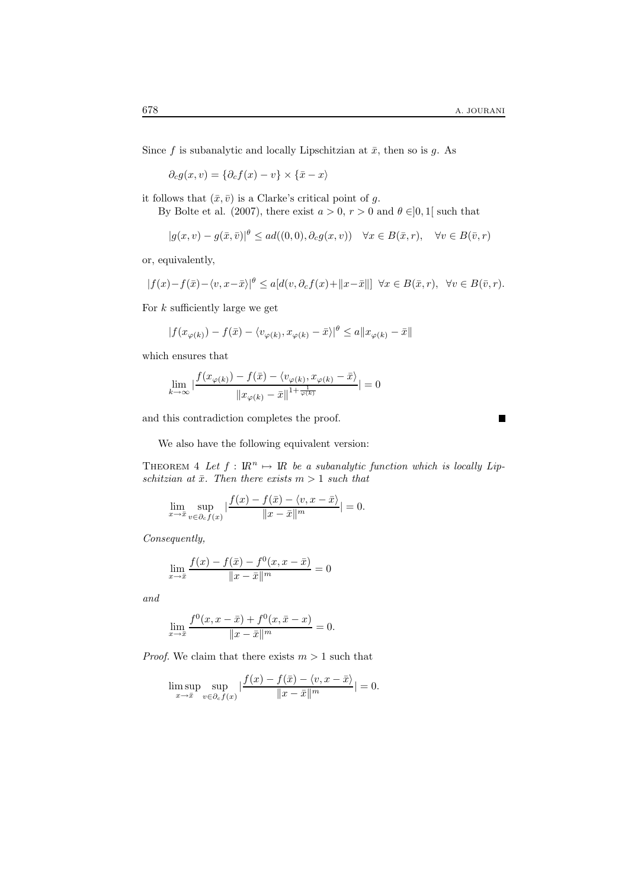Since $f$ is subanalytic and locally Lipschitzian at $\bar{x}$, then so is $g$. As

$$\partial_c g(x, v) = \{\partial_c f(x) - v\} \times \{\bar{x} - x\rangle$$

it follows that $(\bar{x}, \bar{v})$ is a Clarke's critical point of $g$.

By Bolte et al. (2007), there exist $a > 0$, $r > 0$ and $\theta \in ]0, 1[$ such that

$$|g(x, v) - g(\bar{x}, \bar{v})|^{\theta} \leq a d((0, 0), \partial_c g(x, v)) \quad \forall x \in B(\bar{x}, r), \quad \forall v \in B(\bar{v}, r)$$

or, equivalently,

$$|f(x) - f(\bar{x}) - \langle v, x - \bar{x}\rangle|^{\theta} \leq a[d(v, \partial_c f(x) + \|x - \bar{x}\|] \;\; \forall x \in B(\bar{x}, r), \;\; \forall v \in B(\bar{v}, r).$$

For $k$ sufficiently large we get

$$|f(x_{\varphi(k)}) - f(\bar{x}) - \langle v_{\varphi(k)}, x_{\varphi(k)} - \bar{x}\rangle|^{\theta} \leq a\|x_{\varphi(k)} - \bar{x}\|$$

which ensures that

$$\lim_{k \to \infty} \left|\frac{f(x_{\varphi(k)}) - f(\bar{x}) - \langle v_{\varphi(k)}, x_{\varphi(k)} - \bar{x}\rangle}{\|x_{\varphi(k)} - \bar{x}\|^{1 + \frac{1}{\varphi(k)}}}\right| = 0$$

and this contradiction completes the proof. ∎

We also have the following equivalent version:

**Theorem 4** *Let $f : \mathbb{R}^n \mapsto \mathbb{R}$ be a subanalytic function which is locally Lipschitzian at $\bar{x}$. Then there exists $m > 1$ such that*

$$\lim_{x \to \bar{x}} \sup_{v \in \partial_c f(x)} \left|\frac{f(x) - f(\bar{x}) - \langle v, x - \bar{x}\rangle}{\|x - \bar{x}\|^m}\right| = 0.$$

*Consequently,*

$$\lim_{x \to \bar{x}} \frac{f(x) - f(\bar{x}) - f^0(x, x - \bar{x})}{\|x - \bar{x}\|^m} = 0$$

*and*

$$\lim_{x \to \bar{x}} \frac{f^0(x, x - \bar{x}) + f^0(x, \bar{x} - x)}{\|x - \bar{x}\|^m} = 0.$$

*Proof.* We claim that there exists $m > 1$ such that

$$\limsup_{x \to \bar{x}} \sup_{v \in \partial_c f(x)} \left|\frac{f(x) - f(\bar{x}) - \langle v, x - \bar{x}\rangle}{\|x - \bar{x}\|^m}\right| = 0.$$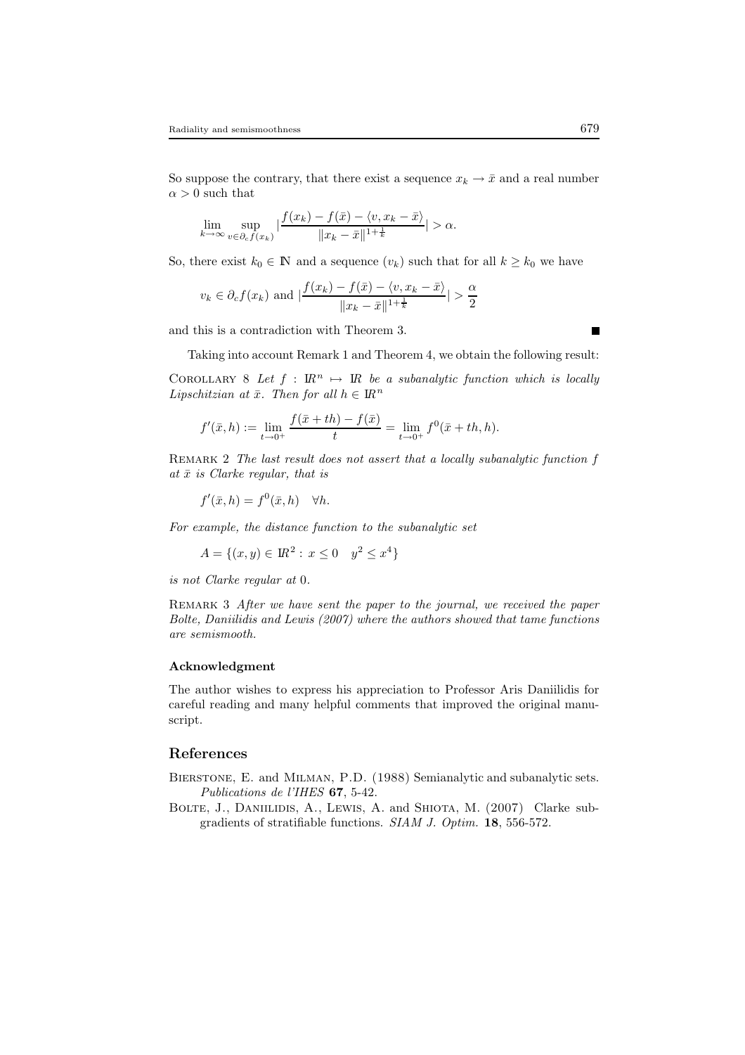So suppose the contrary, that there exist a sequence $x_k \to \bar{x}$ and a real number $\alpha > 0$ such that

$$\lim_{k\to\infty} \sup_{v\in\partial_c f(x_k)} \left|\frac{f(x_k) - f(\bar{x}) - \langle v, x_k - \bar{x}\rangle}{\|x_k - \bar{x}\|^{1+\frac{1}{k}}}\right| > \alpha.$$

So, there exist $k_0 \in \mathbb{N}$ and a sequence $(v_k)$ such that for all $k \geq k_0$ we have

$$v_k \in \partial_c f(x_k) \text{ and } \left|\frac{f(x_k) - f(\bar{x}) - \langle v, x_k - \bar{x}\rangle}{\|x_k - \bar{x}\|^{1+\frac{1}{k}}}\right| > \frac{\alpha}{2}$$

and this is a contradiction with Theorem 3. ■

Taking into account Remark 1 and Theorem 4, we obtain the following result:

COROLLARY 8 *Let $f : \mathbb{R}^n \mapsto \mathbb{R}$ be a subanalytic function which is locally Lipschitzian at $\bar{x}$. Then for all $h \in \mathbb{R}^n$*

$$f'(\bar{x}, h) := \lim_{t\to 0^+} \frac{f(\bar{x} + th) - f(\bar{x})}{t} = \lim_{t\to 0^+} f^0(\bar{x} + th, h).$$

REMARK 2 *The last result does not assert that a locally subanalytic function $f$ at $\bar{x}$ is Clarke regular, that is*

$$f'(\bar{x}, h) = f^0(\bar{x}, h) \quad \forall h.$$

*For example, the distance function to the subanalytic set*

$$A = \{(x, y) \in \mathbb{R}^2 : x \leq 0 \quad y^2 \leq x^4\}$$

*is not Clarke regular at* 0.

REMARK 3 *After we have sent the paper to the journal, we received the paper Bolte, Daniilidis and Lewis (2007) where the authors showed that tame functions are semismooth.*

### Acknowledgment

The author wishes to express his appreciation to Professor Aris Daniilidis for careful reading and many helpful comments that improved the original manuscript.

## References

BIERSTONE, E. and MILMAN, P.D. (1988) Semianalytic and subanalytic sets. *Publications de l'IHES* **67**, 5-42.

BOLTE, J., DANIILIDIS, A., LEWIS, A. and SHIOTA, M. (2007) Clarke subgradients of stratifiable functions. *SIAM J. Optim.* **18**, 556-572.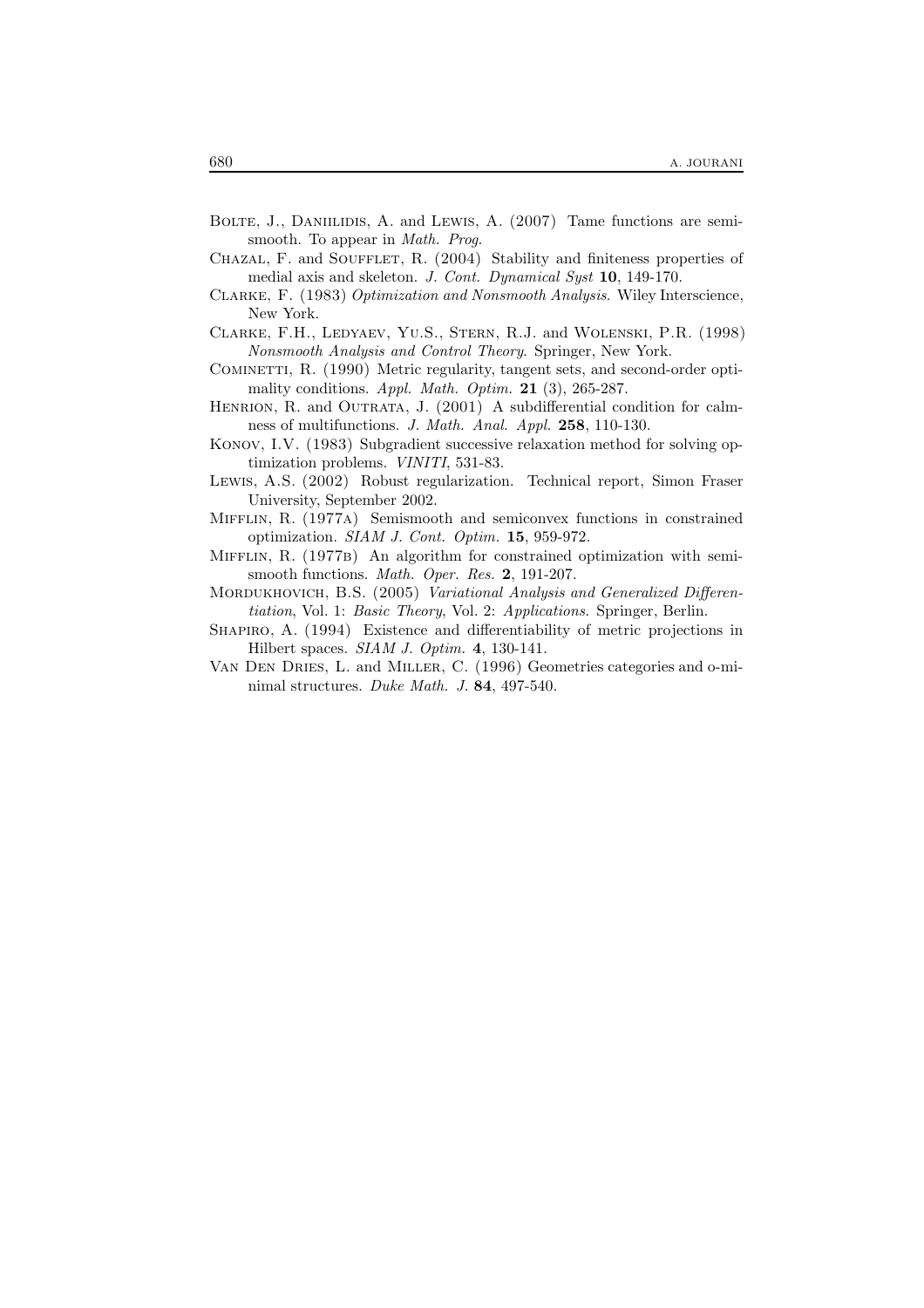Bolte, J., Daniilidis, A. and Lewis, A. (2007) Tame functions are semismooth. To appear in *Math. Prog.*

Chazal, F. and Soufflet, R. (2004) Stability and finiteness properties of medial axis and skeleton. *J. Cont. Dynamical Syst* **10**, 149-170.

Clarke, F. (1983) *Optimization and Nonsmooth Analysis*. Wiley Interscience, New York.

Clarke, F.H., Ledyaev, Yu.S., Stern, R.J. and Wolenski, P.R. (1998) *Nonsmooth Analysis and Control Theory*. Springer, New York.

Cominetti, R. (1990) Metric regularity, tangent sets, and second-order optimality conditions. *Appl. Math. Optim.* **21** (3), 265-287.

Henrion, R. and Outrata, J. (2001) A subdifferential condition for calmness of multifunctions. *J. Math. Anal. Appl.* **258**, 110-130.

Konov, I.V. (1983) Subgradient successive relaxation method for solving optimization problems. *VINITI*, 531-83.

Lewis, A.S. (2002) Robust regularization. Technical report, Simon Fraser University, September 2002.

Mifflin, R. (1977a) Semismooth and semiconvex functions in constrained optimization. *SIAM J. Cont. Optim.* **15**, 959-972.

Mifflin, R. (1977b) An algorithm for constrained optimization with semismooth functions. *Math. Oper. Res.* **2**, 191-207.

Mordukhovich, B.S. (2005) *Variational Analysis and Generalized Differentiation*, Vol. 1: *Basic Theory*, Vol. 2: *Applications*. Springer, Berlin.

Shapiro, A. (1994) Existence and differentiability of metric projections in Hilbert spaces. *SIAM J. Optim.* **4**, 130-141.

Van Den Dries, L. and Miller, C. (1996) Geometries categories and o-minimal structures. *Duke Math. J.* **84**, 497-540.